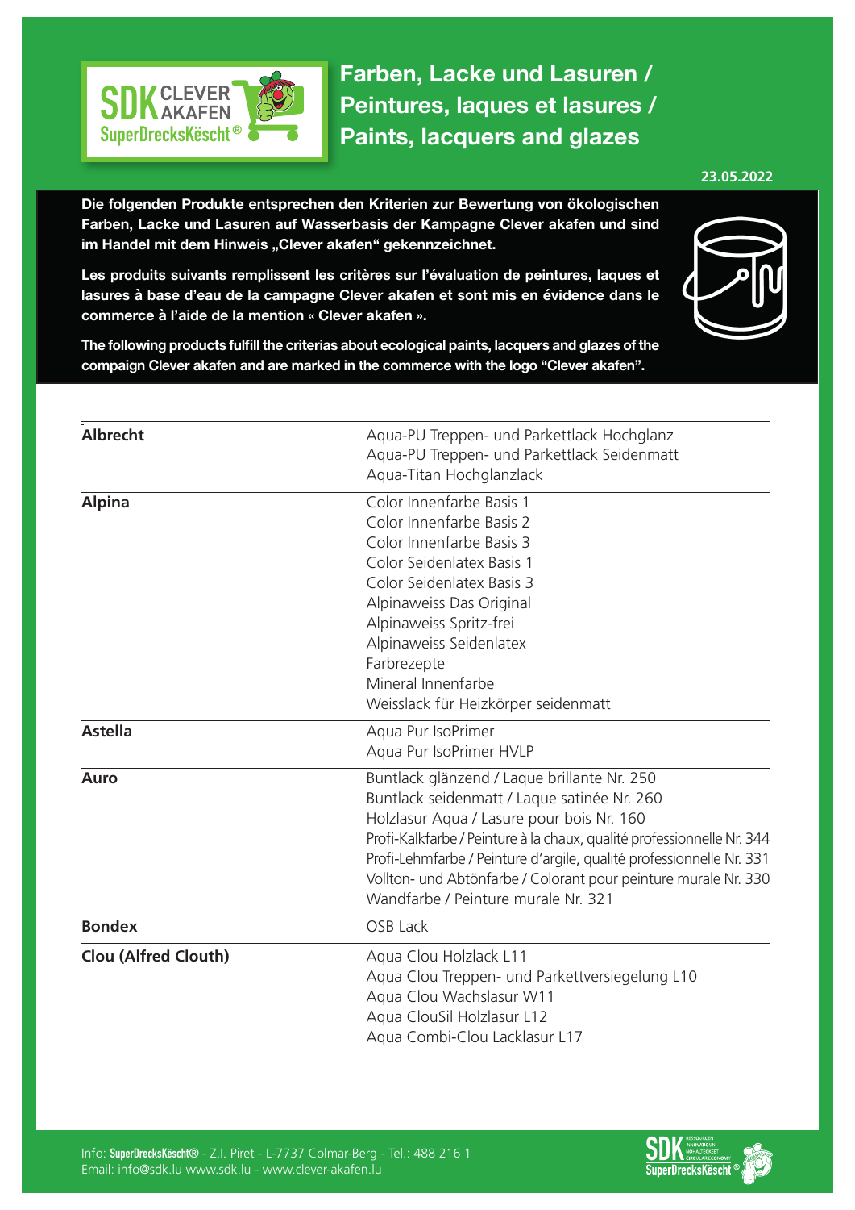# Farben, Lacke und Lasuren / Peintures, laques et lasures / Paints, lacquers and glazes

**23.05.2022**

**Die folgenden Produkte entsprechen den Kriterien zur Bewertung von ökologischen Farben, Lacke und Lasuren auf Wasserbasis der Kampagne Clever akafen und sind im Handel mit dem Hinweis „Clever akafen" gekennzeichnet.**

**Les produits suivants remplissent les critères sur l'évaluation de peintures, laques et lasures à base d'eau de la campagne Clever akafen et sont mis en évidence dans le commerce à l'aide de la mention « Clever akafen ».**

**The following products fulfill the criterias about ecological paints, lacquers and glazes of the compaign Clever akafen and are marked in the commerce with the logo "Clever akafen".**

| | |
|---|---|
| **Albrecht** | Aqua-PU Treppen- und Parkettlack Hochglanz<br>Aqua-PU Treppen- und Parkettlack Seidenmatt<br>Aqua-Titan Hochglanzlack |
| **Alpina** | Color Innenfarbe Basis 1<br>Color Innenfarbe Basis 2<br>Color Innenfarbe Basis 3<br>Color Seidenlatex Basis 1<br>Color Seidenlatex Basis 3<br>Alpinaweiss Das Original<br>Alpinaweiss Spritz-frei<br>Alpinaweiss Seidenlatex<br>Farbrezepte<br>Mineral Innenfarbe<br>Weisslack für Heizkörper seidenmatt |
| **Astella** | Aqua Pur IsoPrimer<br>Aqua Pur IsoPrimer HVLP |
| **Auro** | Buntlack glänzend / Laque brillante Nr. 250<br>Buntlack seidenmatt / Laque satinée Nr. 260<br>Holzlasur Aqua / Lasure pour bois Nr. 160<br>Profi-Kalkfarbe / Peinture à la chaux, qualité professionnelle Nr. 344<br>Profi-Lehmfarbe / Peinture d'argile, qualité professionnelle Nr. 331<br>Vollton- und Abtönfarbe / Colorant pour peinture murale Nr. 330<br>Wandfarbe / Peinture murale Nr. 321 |
| **Bondex** | OSB Lack |
| **Clou (Alfred Clouth)** | Aqua Clou Holzlack L11<br>Aqua Clou Treppen- und Parkettversiegelung L10<br>Aqua Clou Wachslasur W11<br>Aqua ClouSil Holzlasur L12<br>Aqua Combi-Clou Lacklasur L17 |

Info: SuperDrecksKëscht® - Z.I. Piret - L-7737 Colmar-Berg - Tel.: 488 216 1
Email: info@sdk.lu www.sdk.lu - www.clever-akafen.lu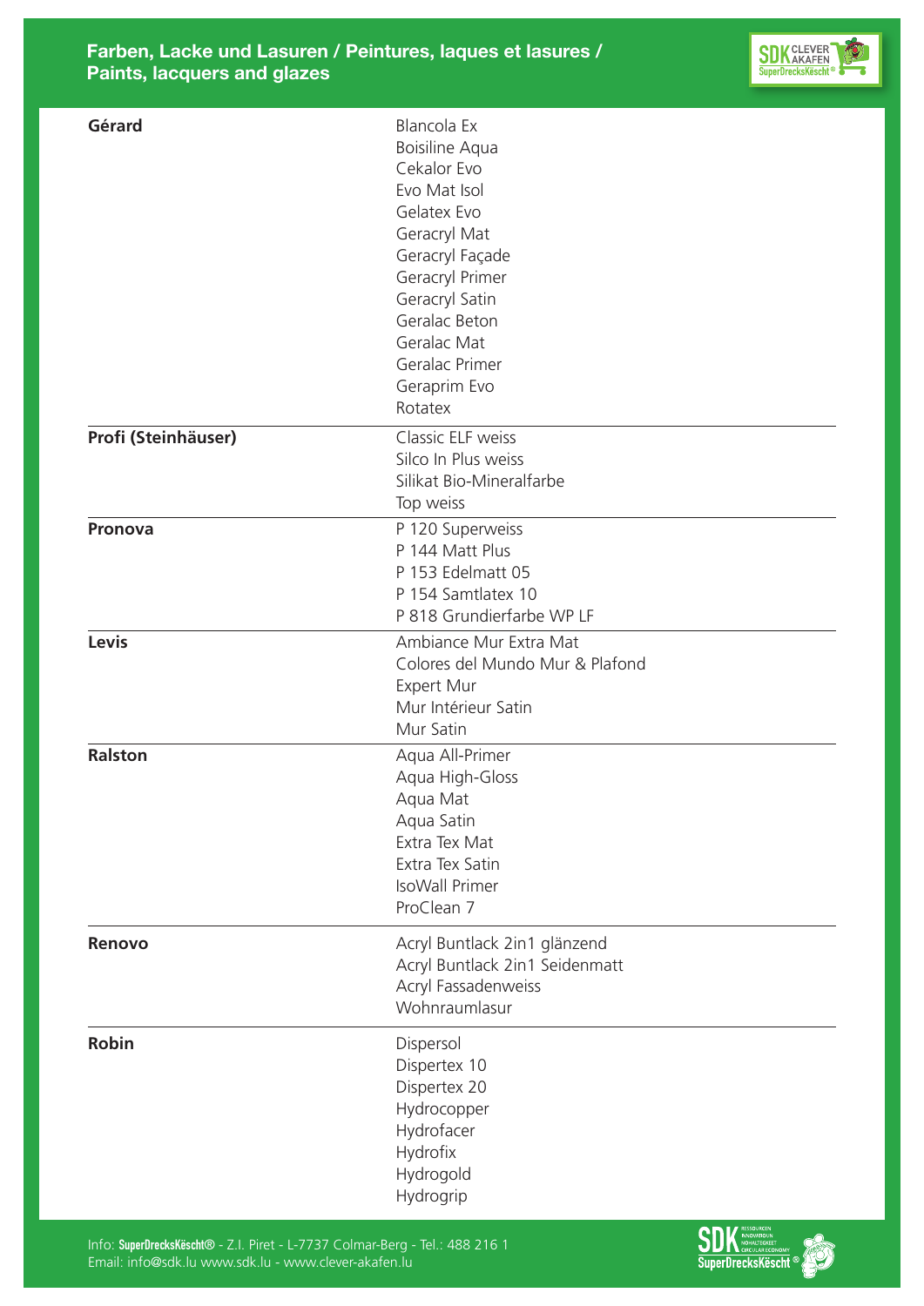## Farben, Lacke und Lasuren / Peintures, laques et lasures / Paints, lacquers and glazes

| | |
|---|---|
| **Gérard** | Blancola Ex<br>Boisiline Aqua<br>Cekalor Evo<br>Evo Mat Isol<br>Gelatex Evo<br>Geracryl Mat<br>Geracryl Façade<br>Geracryl Primer<br>Geracryl Satin<br>Geralac Beton<br>Geralac Mat<br>Geralac Primer<br>Geraprim Evo<br>Rotatex |
| **Profi (Steinhäuser)** | Classic ELF weiss<br>Silco In Plus weiss<br>Silikat Bio-Mineralfarbe<br>Top weiss |
| **Pronova** | P 120 Superweiss<br>P 144 Matt Plus<br>P 153 Edelmatt 05<br>P 154 Samtlatex 10<br>P 818 Grundierfarbe WP LF |
| **Levis** | Ambiance Mur Extra Mat<br>Colores del Mundo Mur & Plafond<br>Expert Mur<br>Mur Intérieur Satin<br>Mur Satin |
| **Ralston** | Aqua All-Primer<br>Aqua High-Gloss<br>Aqua Mat<br>Aqua Satin<br>Extra Tex Mat<br>Extra Tex Satin<br>IsoWall Primer<br>ProClean 7 |
| **Renovo** | Acryl Buntlack 2in1 glänzend<br>Acryl Buntlack 2in1 Seidenmatt<br>Acryl Fassadenweiss<br>Wohnraumlasur |
| **Robin** | Dispersol<br>Dispertex 10<br>Dispertex 20<br>Hydrocopper<br>Hydrofacer<br>Hydrofix<br>Hydrogold<br>Hydrogrip |

Info: **SuperDrecksKëscht®** - Z.I. Piret - L-7737 Colmar-Berg - Tel.: 488 216 1
Email: info@sdk.lu www.sdk.lu - www.clever-akafen.lu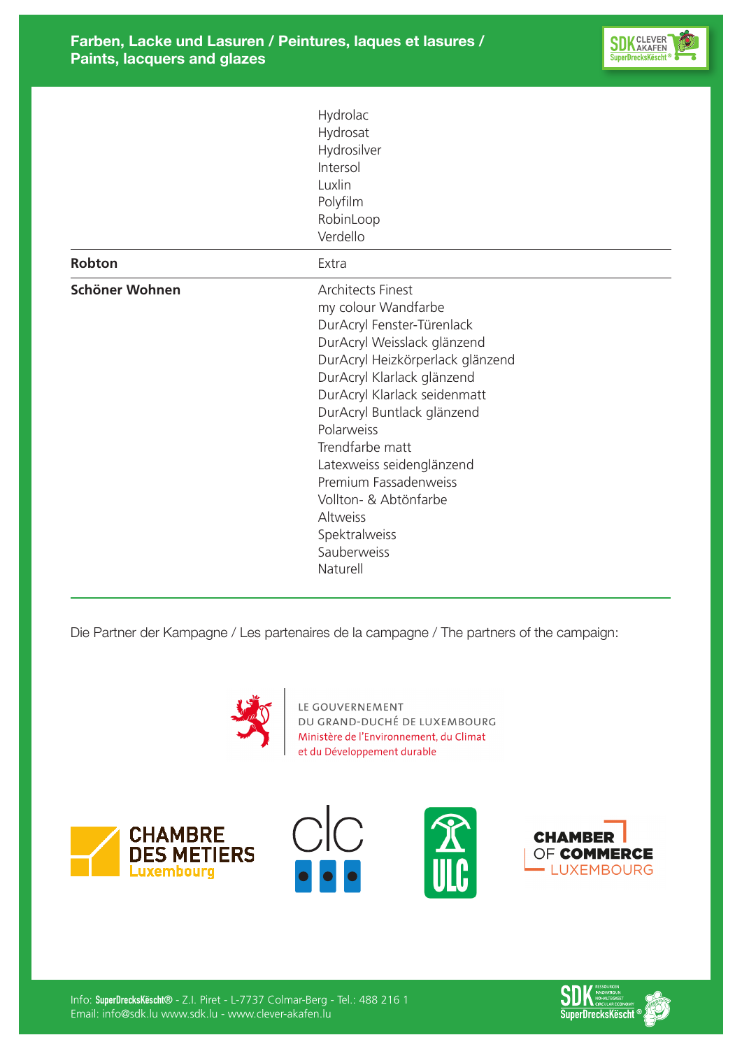|  |  |
|---|---|
|  | Hydrolac<br>Hydrosat<br>Hydrosilver<br>Intersol<br>Luxlin<br>Polyfilm<br>RobinLoop<br>Verdello |
| **Robton** | Extra |
| **Schöner Wohnen** | Architects Finest<br>my colour Wandfarbe<br>DurAcryl Fenster-Türenlack<br>DurAcryl Weisslack glänzend<br>DurAcryl Heizkörperlack glänzend<br>DurAcryl Klarlack glänzend<br>DurAcryl Klarlack seidenmatt<br>DurAcryl Buntlack glänzend<br>Polarweiss<br>Trendfarbe matt<br>Latexweiss seidenglänzend<br>Premium Fassadenweiss<br>Vollton- & Abtönfarbe<br>Altweiss<br>Spektralweiss<br>Sauberweiss<br>Naturell |

Die Partner der Kampagne / Les partenaires de la campagne / The partners of the campaign:

LE GOUVERNEMENT
DU GRAND-DUCHÉ DE LUXEMBOURG
Ministère de l'Environnement, du Climat
et du Développement durable

CHAMBRE DES METIERS Luxembourg

clc

ULC

CHAMBER OF COMMERCE LUXEMBOURG

Info: SuperDrecksKëscht® - Z.I. Piret - L-7737 Colmar-Berg - Tel.: 488 216 1
Email: info@sdk.lu www.sdk.lu - www.clever-akafen.lu